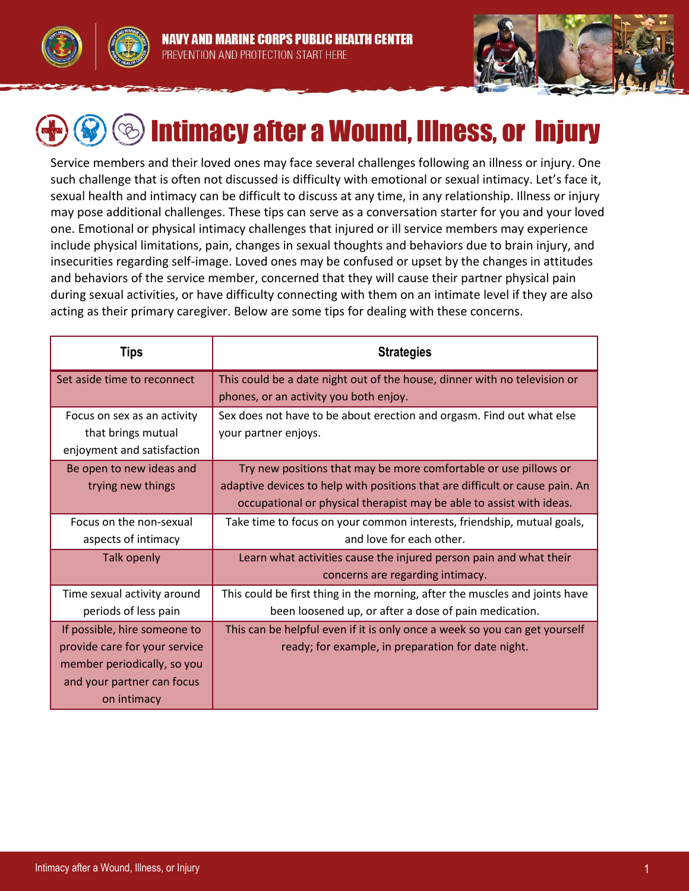NAVY AND MARINE CORPS PUBLIC HEALTH CENTER
PREVENTION AND PROTECTION START HERE

# Intimacy after a Wound, Illness, or Injury

Service members and their loved ones may face several challenges following an illness or injury. One such challenge that is often not discussed is difficulty with emotional or sexual intimacy. Let's face it, sexual health and intimacy can be difficult to discuss at any time, in any relationship. Illness or injury may pose additional challenges. These tips can serve as a conversation starter for you and your loved one. Emotional or physical intimacy challenges that injured or ill service members may experience include physical limitations, pain, changes in sexual thoughts and behaviors due to brain injury, and insecurities regarding self-image. Loved ones may be confused or upset by the changes in attitudes and behaviors of the service member, concerned that they will cause their partner physical pain during sexual activities, or have difficulty connecting with them on an intimate level if they are also acting as their primary caregiver. Below are some tips for dealing with these concerns.

| Tips | Strategies |
|---|---|
| Set aside time to reconnect | This could be a date night out of the house, dinner with no television or phones, or an activity you both enjoy. |
| Focus on sex as an activity that brings mutual enjoyment and satisfaction | Sex does not have to be about erection and orgasm. Find out what else your partner enjoys. |
| Be open to new ideas and trying new things | Try new positions that may be more comfortable or use pillows or adaptive devices to help with positions that are difficult or cause pain. An occupational or physical therapist may be able to assist with ideas. |
| Focus on the non-sexual aspects of intimacy | Take time to focus on your common interests, friendship, mutual goals, and love for each other. |
| Talk openly | Learn what activities cause the injured person pain and what their concerns are regarding intimacy. |
| Time sexual activity around periods of less pain | This could be first thing in the morning, after the muscles and joints have been loosened up, or after a dose of pain medication. |
| If possible, hire someone to provide care for your service member periodically, so you and your partner can focus on intimacy | This can be helpful even if it is only once a week so you can get yourself ready; for example, in preparation for date night. |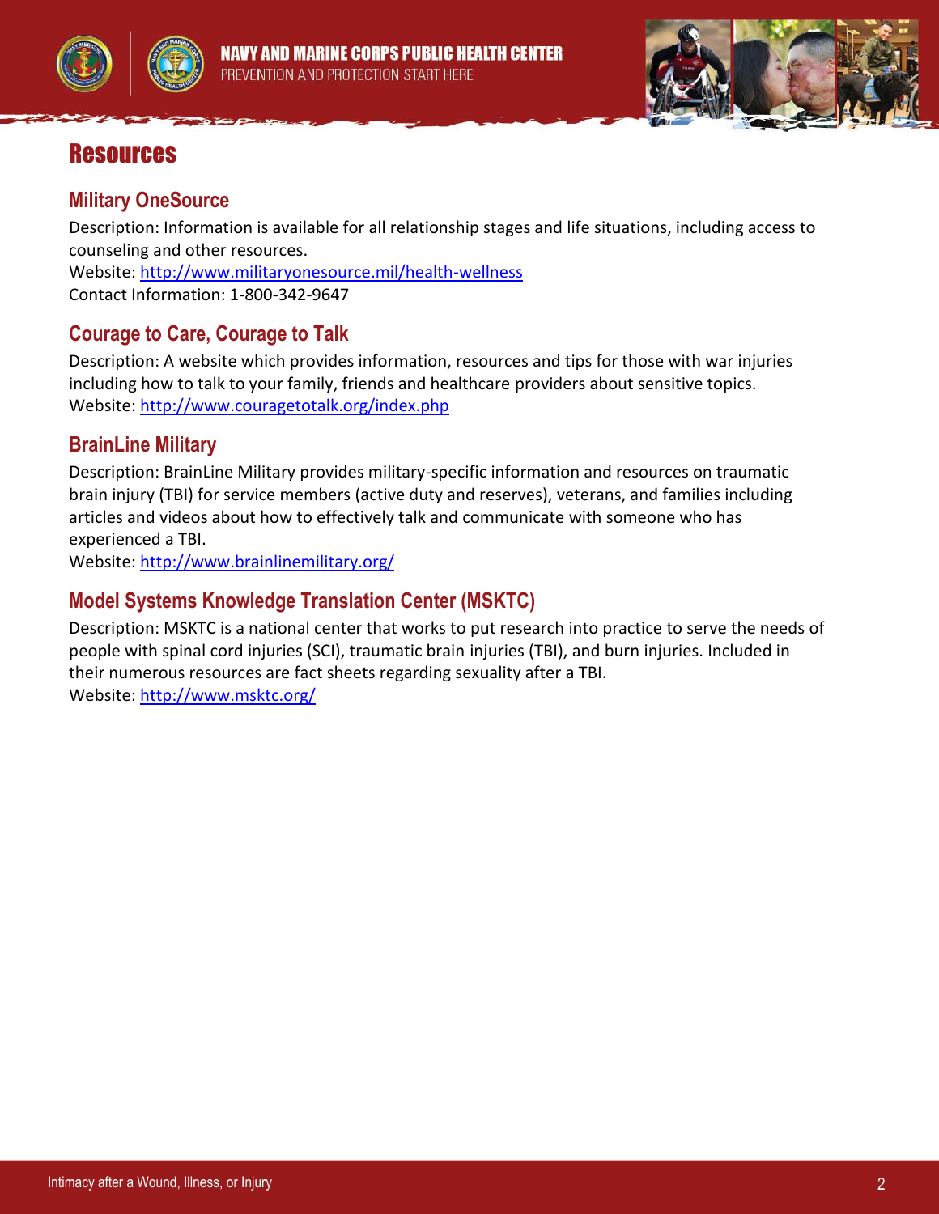# Resources

## Military OneSource

Description: Information is available for all relationship stages and life situations, including access to counseling and other resources.
Website: http://www.militaryonesource.mil/health-wellness
Contact Information: 1-800-342-9647

## Courage to Care, Courage to Talk

Description: A website which provides information, resources and tips for those with war injuries including how to talk to your family, friends and healthcare providers about sensitive topics.
Website: http://www.couragetotalk.org/index.php

## BrainLine Military

Description: BrainLine Military provides military-specific information and resources on traumatic brain injury (TBI) for service members (active duty and reserves), veterans, and families including articles and videos about how to effectively talk and communicate with someone who has experienced a TBI.
Website: http://www.brainlinemilitary.org/

## Model Systems Knowledge Translation Center (MSKTC)

Description: MSKTC is a national center that works to put research into practice to serve the needs of people with spinal cord injuries (SCI), traumatic brain injuries (TBI), and burn injuries. Included in their numerous resources are fact sheets regarding sexuality after a TBI.
Website: http://www.msktc.org/